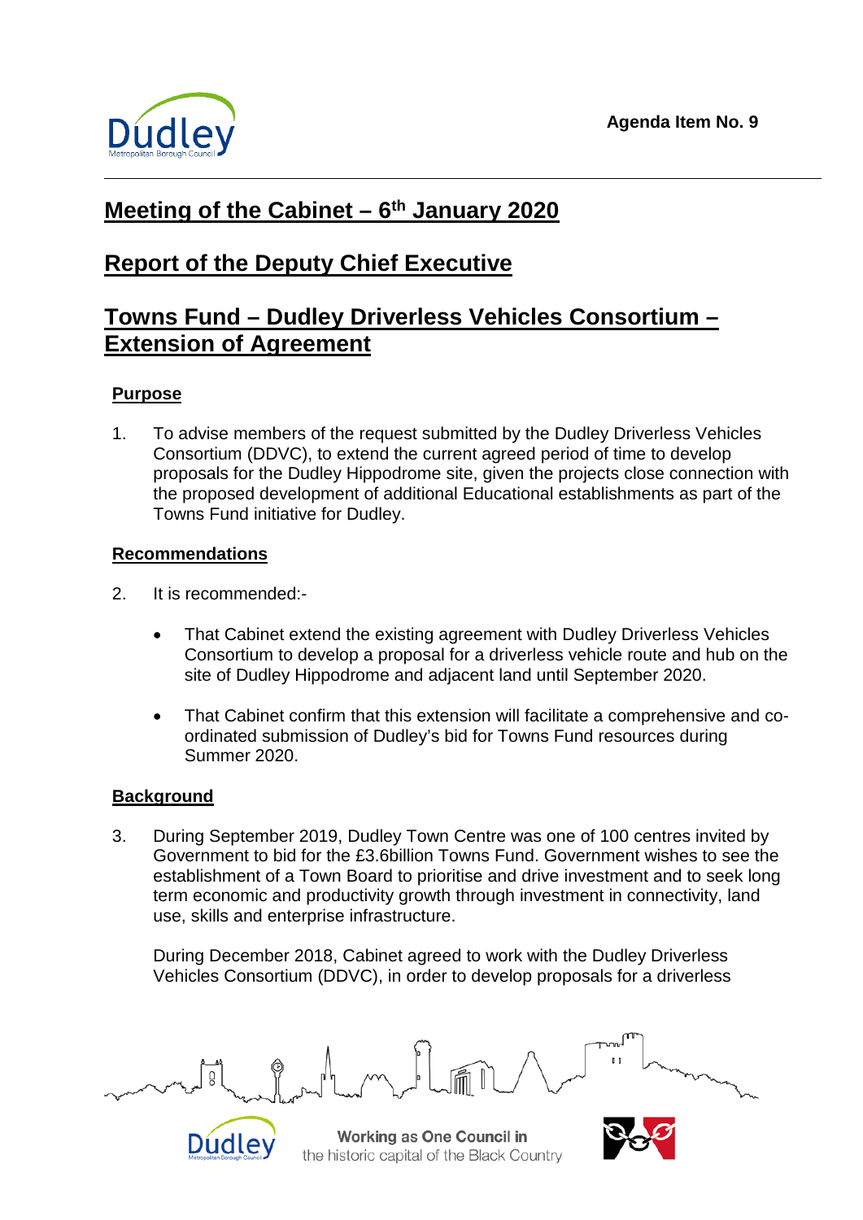**Agenda Item No. 9**

# Meeting of the Cabinet – 6th January 2020

# Report of the Deputy Chief Executive

# Towns Fund – Dudley Driverless Vehicles Consortium – Extension of Agreement

## Purpose

1. To advise members of the request submitted by the Dudley Driverless Vehicles Consortium (DDVC), to extend the current agreed period of time to develop proposals for the Dudley Hippodrome site, given the projects close connection with the proposed development of additional Educational establishments as part of the Towns Fund initiative for Dudley.

## Recommendations

2. It is recommended:-

   - That Cabinet extend the existing agreement with Dudley Driverless Vehicles Consortium to develop a proposal for a driverless vehicle route and hub on the site of Dudley Hippodrome and adjacent land until September 2020.

   - That Cabinet confirm that this extension will facilitate a comprehensive and co-ordinated submission of Dudley's bid for Towns Fund resources during Summer 2020.

## Background

3. During September 2019, Dudley Town Centre was one of 100 centres invited by Government to bid for the £3.6billion Towns Fund. Government wishes to see the establishment of a Town Board to prioritise and drive investment and to seek long term economic and productivity growth through investment in connectivity, land use, skills and enterprise infrastructure.

   During December 2018, Cabinet agreed to work with the Dudley Driverless Vehicles Consortium (DDVC), in order to develop proposals for a driverless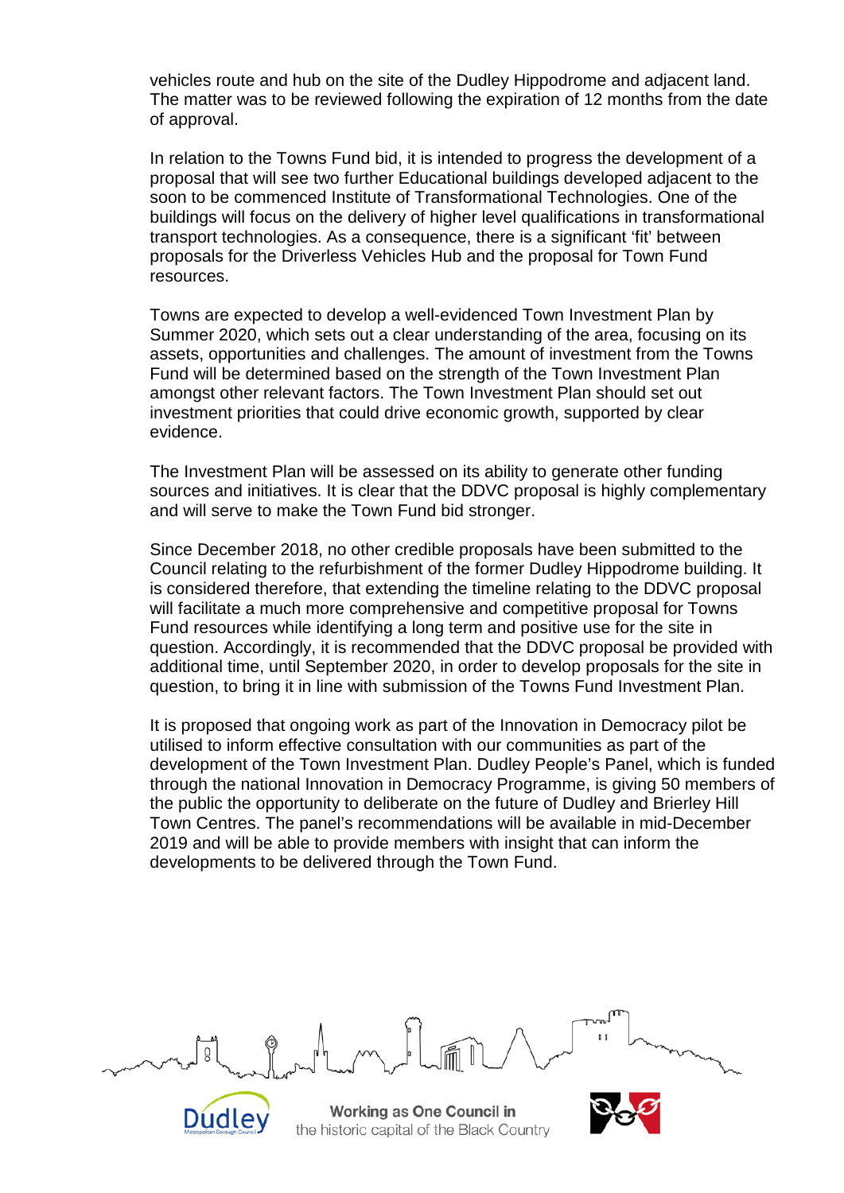vehicles route and hub on the site of the Dudley Hippodrome and adjacent land. The matter was to be reviewed following the expiration of 12 months from the date of approval.

In relation to the Towns Fund bid, it is intended to progress the development of a proposal that will see two further Educational buildings developed adjacent to the soon to be commenced Institute of Transformational Technologies. One of the buildings will focus on the delivery of higher level qualifications in transformational transport technologies. As a consequence, there is a significant 'fit' between proposals for the Driverless Vehicles Hub and the proposal for Town Fund resources.

Towns are expected to develop a well-evidenced Town Investment Plan by Summer 2020, which sets out a clear understanding of the area, focusing on its assets, opportunities and challenges. The amount of investment from the Towns Fund will be determined based on the strength of the Town Investment Plan amongst other relevant factors. The Town Investment Plan should set out investment priorities that could drive economic growth, supported by clear evidence.

The Investment Plan will be assessed on its ability to generate other funding sources and initiatives. It is clear that the DDVC proposal is highly complementary and will serve to make the Town Fund bid stronger.

Since December 2018, no other credible proposals have been submitted to the Council relating to the refurbishment of the former Dudley Hippodrome building. It is considered therefore, that extending the timeline relating to the DDVC proposal will facilitate a much more comprehensive and competitive proposal for Towns Fund resources while identifying a long term and positive use for the site in question. Accordingly, it is recommended that the DDVC proposal be provided with additional time, until September 2020, in order to develop proposals for the site in question, to bring it in line with submission of the Towns Fund Investment Plan.

It is proposed that ongoing work as part of the Innovation in Democracy pilot be utilised to inform effective consultation with our communities as part of the development of the Town Investment Plan. Dudley People's Panel, which is funded through the national Innovation in Democracy Programme, is giving 50 members of the public the opportunity to deliberate on the future of Dudley and Brierley Hill Town Centres. The panel's recommendations will be available in mid-December 2019 and will be able to provide members with insight that can inform the developments to be delivered through the Town Fund.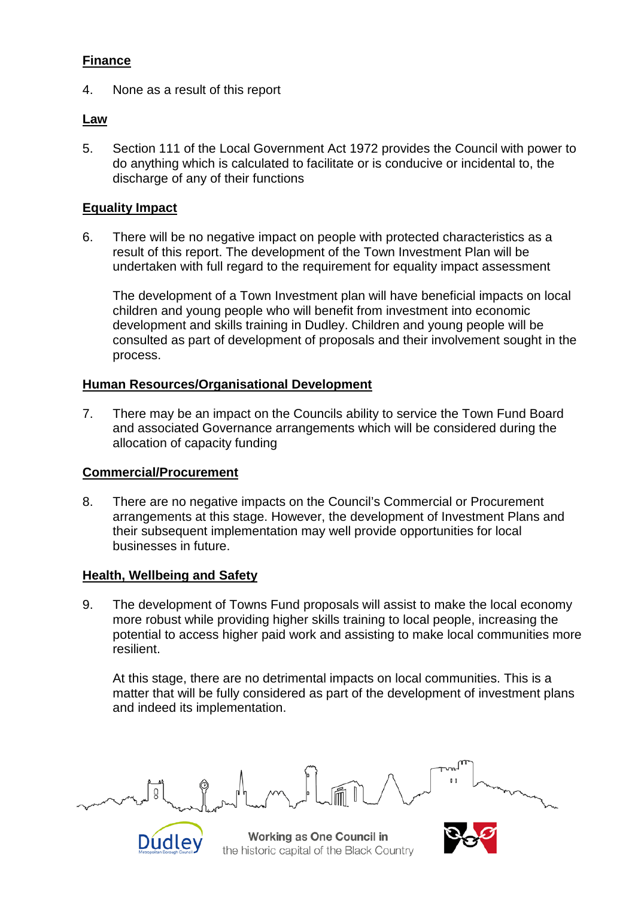**Finance**

4. None as a result of this report

**Law**

5. Section 111 of the Local Government Act 1972 provides the Council with power to do anything which is calculated to facilitate or is conducive or incidental to, the discharge of any of their functions

**Equality Impact**

6. There will be no negative impact on people with protected characteristics as a result of this report. The development of the Town Investment Plan will be undertaken with full regard to the requirement for equality impact assessment

   The development of a Town Investment plan will have beneficial impacts on local children and young people who will benefit from investment into economic development and skills training in Dudley. Children and young people will be consulted as part of development of proposals and their involvement sought in the process.

**Human Resources/Organisational Development**

7. There may be an impact on the Councils ability to service the Town Fund Board and associated Governance arrangements which will be considered during the allocation of capacity funding

**Commercial/Procurement**

8. There are no negative impacts on the Council's Commercial or Procurement arrangements at this stage. However, the development of Investment Plans and their subsequent implementation may well provide opportunities for local businesses in future.

**Health, Wellbeing and Safety**

9. The development of Towns Fund proposals will assist to make the local economy more robust while providing higher skills training to local people, increasing the potential to access higher paid work and assisting to make local communities more resilient.

   At this stage, there are no detrimental impacts on local communities. This is a matter that will be fully considered as part of the development of investment plans and indeed its implementation.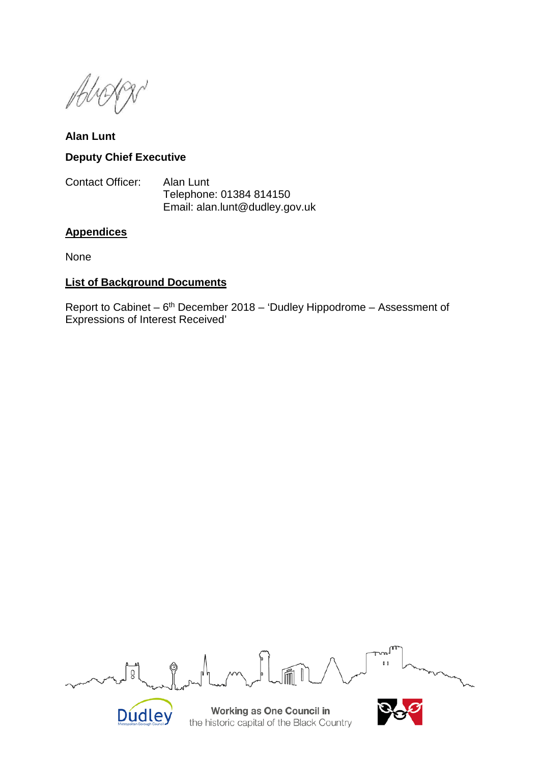**Alan Lunt**

**Deputy Chief Executive**

Contact Officer: Alan Lunt
Telephone: 01384 814150
Email: alan.lunt@dudley.gov.uk

**Appendices**

None

**List of Background Documents**

Report to Cabinet – 6th December 2018 – 'Dudley Hippodrome – Assessment of Expressions of Interest Received'